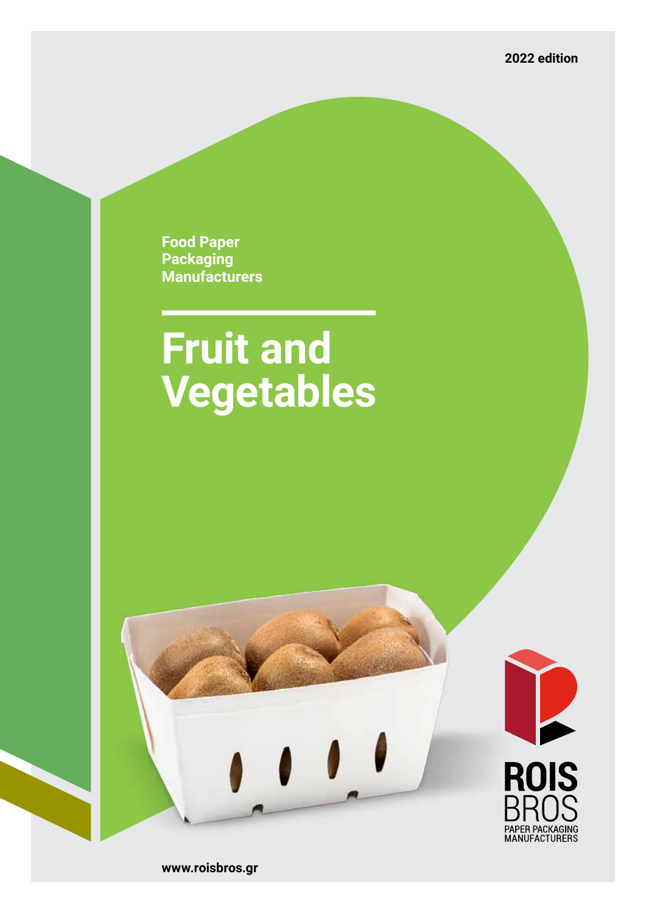2022 edition

**Food Paper Packaging Manufacturers**

# Fruit and Vegetables

ROIS BROS

PAPER PACKAGING MANUFACTURERS

www.roisbros.gr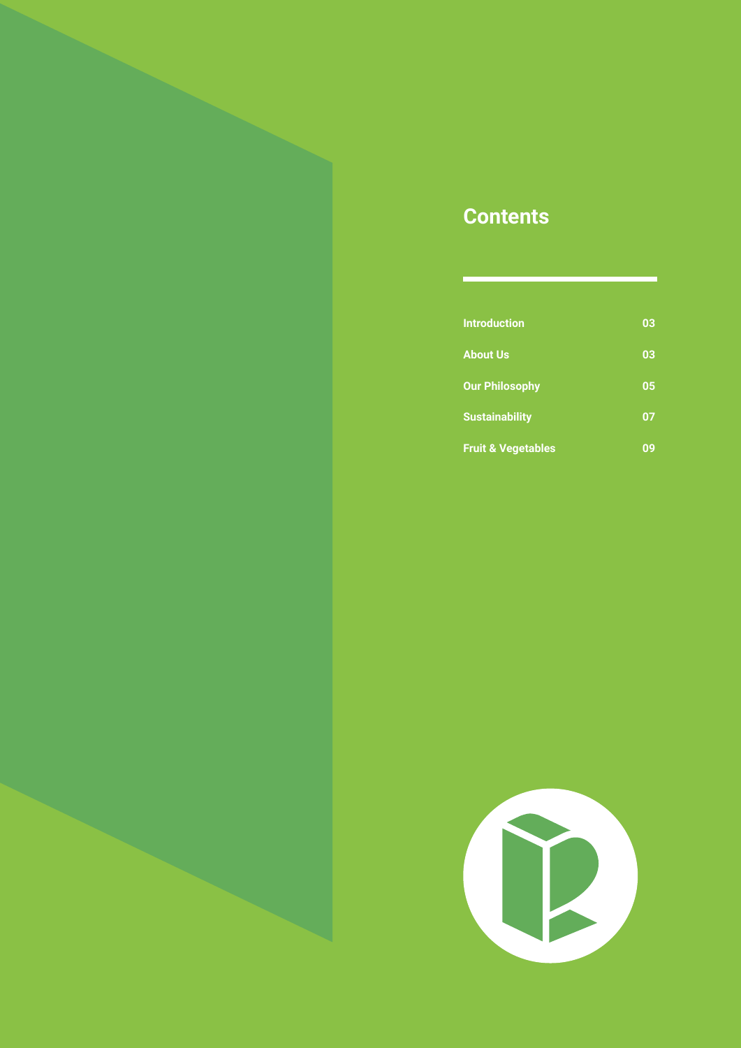# Contents

| | |
|---|---|
| Introduction | 03 |
| About Us | 03 |
| Our Philosophy | 05 |
| Sustainability | 07 |
| Fruit & Vegetables | 09 |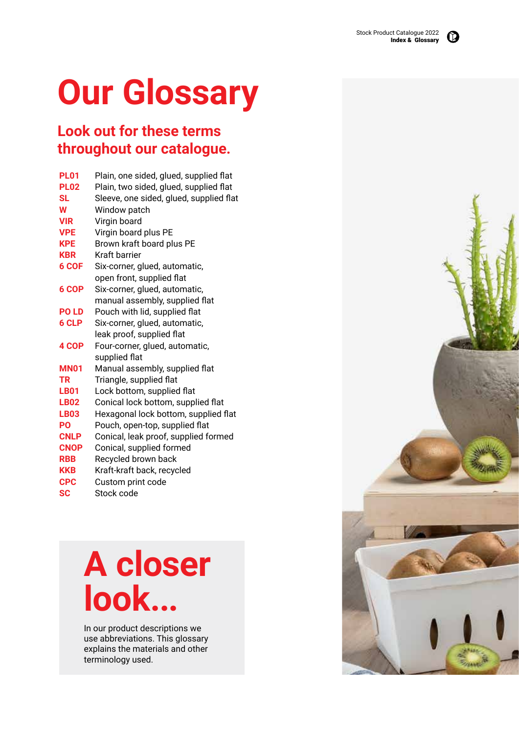# Our Glossary

## Look out for these terms throughout our catalogue.

| | |
|---|---|
| **PL01** | Plain, one sided, glued, supplied flat |
| **PL02** | Plain, two sided, glued, supplied flat |
| **SL** | Sleeve, one sided, glued, supplied flat |
| **W** | Window patch |
| **VIR** | Virgin board |
| **VPE** | Virgin board plus PE |
| **KPE** | Brown kraft board plus PE |
| **KBR** | Kraft barrier |
| **6 COF** | Six-corner, glued, automatic, open front, supplied flat |
| **6 COP** | Six-corner, glued, automatic, manual assembly, supplied flat |
| **PO LD** | Pouch with lid, supplied flat |
| **6 CLP** | Six-corner, glued, automatic, leak proof, supplied flat |
| **4 COP** | Four-corner, glued, automatic, supplied flat |
| **MN01** | Manual assembly, supplied flat |
| **TR** | Triangle, supplied flat |
| **LB01** | Lock bottom, supplied flat |
| **LB02** | Conical lock bottom, supplied flat |
| **LB03** | Hexagonal lock bottom, supplied flat |
| **PO** | Pouch, open-top, supplied flat |
| **CNLP** | Conical, leak proof, supplied formed |
| **CNOP** | Conical, supplied formed |
| **RBB** | Recycled brown back |
| **KKB** | Kraft-kraft back, recycled |
| **CPC** | Custom print code |
| **SC** | Stock code |

## A closer look...

In our product descriptions we use abbreviations. This glossary explains the materials and other terminology used.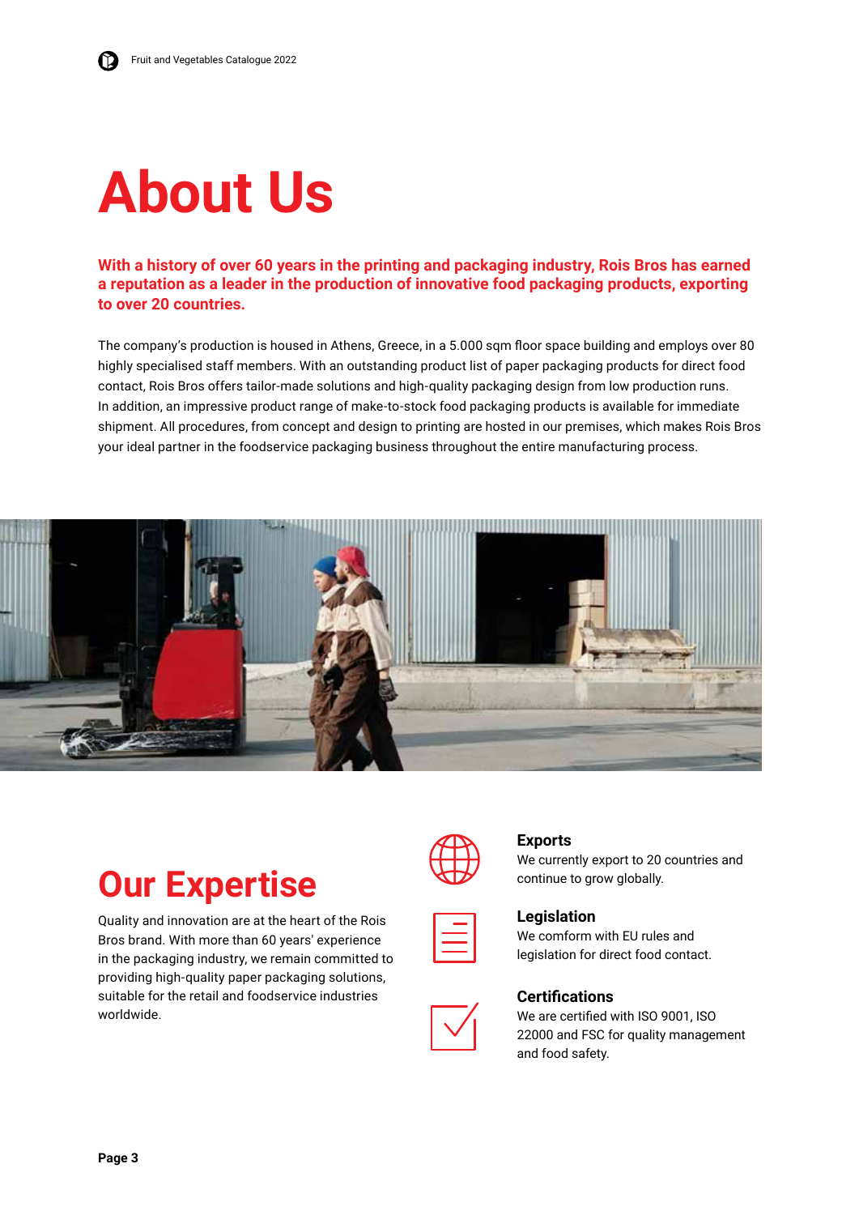# About Us

**With a history of over 60 years in the printing and packaging industry, Rois Bros has earned a reputation as a leader in the production of innovative food packaging products, exporting to over 20 countries.**

The company's production is housed in Athens, Greece, in a 5.000 sqm floor space building and employs over 80 highly specialised staff members. With an outstanding product list of paper packaging products for direct food contact, Rois Bros offers tailor-made solutions and high-quality packaging design from low production runs. In addition, an impressive product range of make-to-stock food packaging products is available for immediate shipment. All procedures, from concept and design to printing are hosted in our premises, which makes Rois Bros your ideal partner in the foodservice packaging business throughout the entire manufacturing process.

## Our Expertise

Quality and innovation are at the heart of the Rois Bros brand. With more than 60 years' experience in the packaging industry, we remain committed to providing high-quality paper packaging solutions, suitable for the retail and foodservice industries worldwide.

### Exports

We currently export to 20 countries and continue to grow globally.

### Legislation

We comform with EU rules and legislation for direct food contact.

### Certifications

We are certified with ISO 9001, ISO 22000 and FSC for quality management and food safety.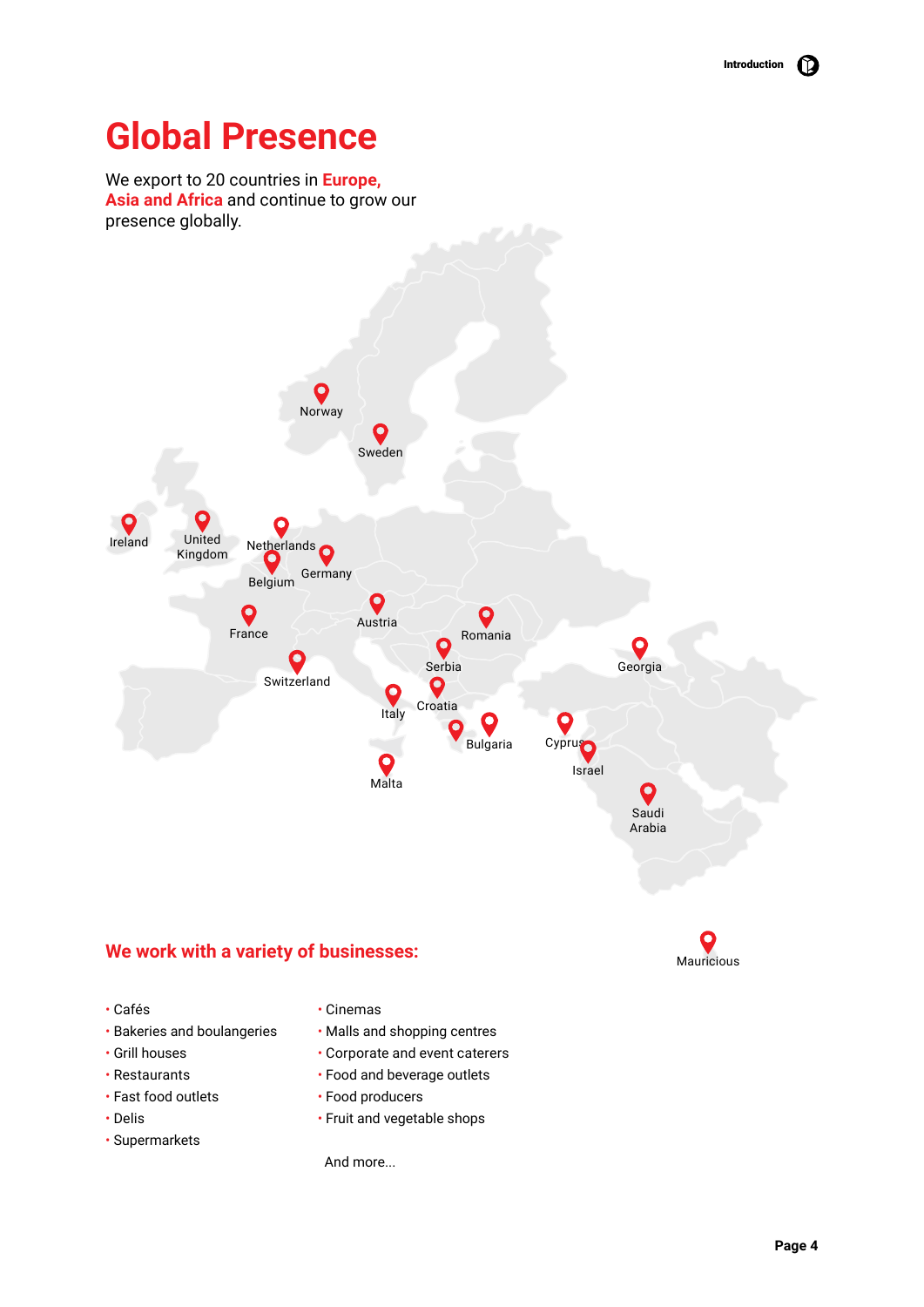# Global Presence

We export to 20 countries in **Europe, Asia and Africa** and continue to grow our presence globally.

Norway
Sweden
Ireland
United Kingdom
Netherlands
Belgium
Germany
France
Austria
Romania
Switzerland
Serbia
Georgia
Croatia
Italy
Bulgaria
Cyprus
Israel
Malta
Saudi Arabia
Mauricious

## We work with a variety of businesses:

- Cafés
- Bakeries and boulangeries
- Grill houses
- Restaurants
- Fast food outlets
- Delis
- Supermarkets
- Cinemas
- Malls and shopping centres
- Corporate and event caterers
- Food and beverage outlets
- Food producers
- Fruit and vegetable shops

And more...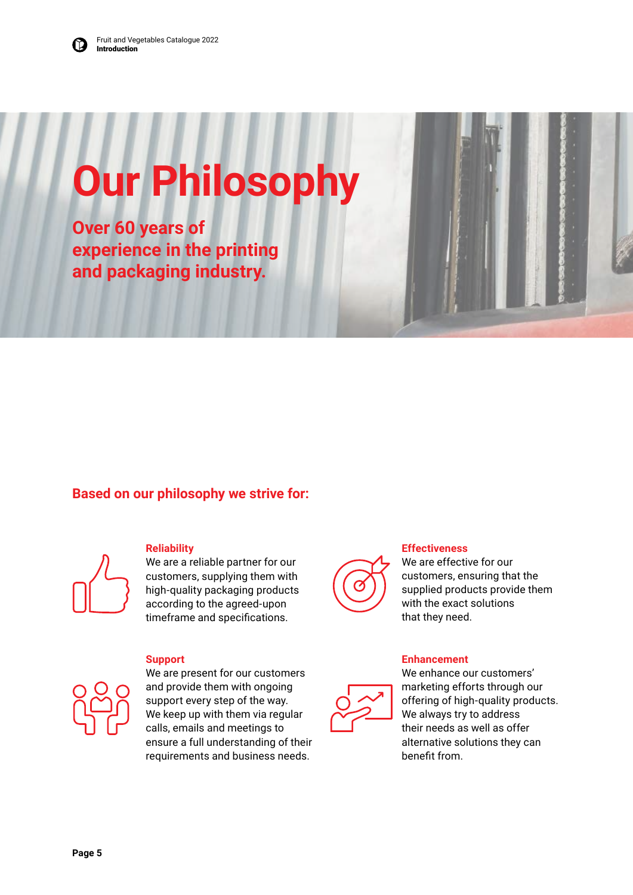# Our Philosophy

## Over 60 years of experience in the printing and packaging industry.

### Based on our philosophy we strive for:

**Reliability**
We are a reliable partner for our customers, supplying them with high-quality packaging products according to the agreed-upon timeframe and specifications.

**Effectiveness**
We are effective for our customers, ensuring that the supplied products provide them with the exact solutions that they need.

**Support**
We are present for our customers and provide them with ongoing support every step of the way. We keep up with them via regular calls, emails and meetings to ensure a full understanding of their requirements and business needs.

**Enhancement**
We enhance our customers' marketing efforts through our offering of high-quality products. We always try to address their needs as well as offer alternative solutions they can benefit from.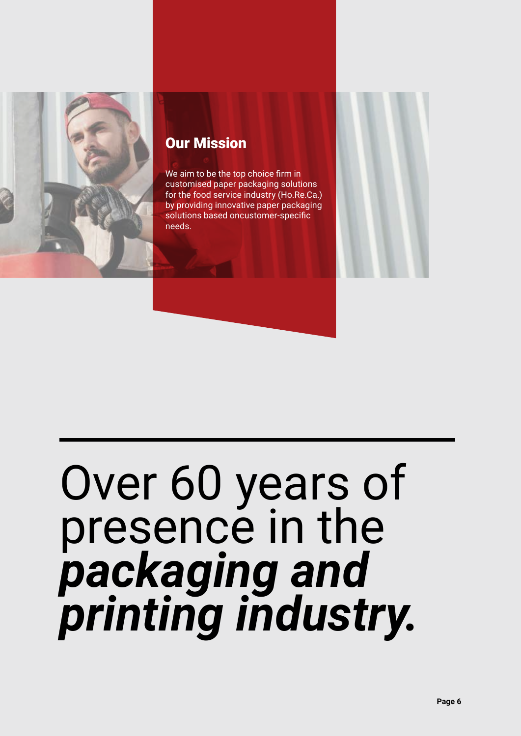## Our Mission

We aim to be the top choice firm in customised paper packaging solutions for the food service industry (Ho.Re.Ca.) by providing innovative paper packaging solutions based oncustomer-specific needs.

# Over 60 years of presence in the ***packaging and printing industry.***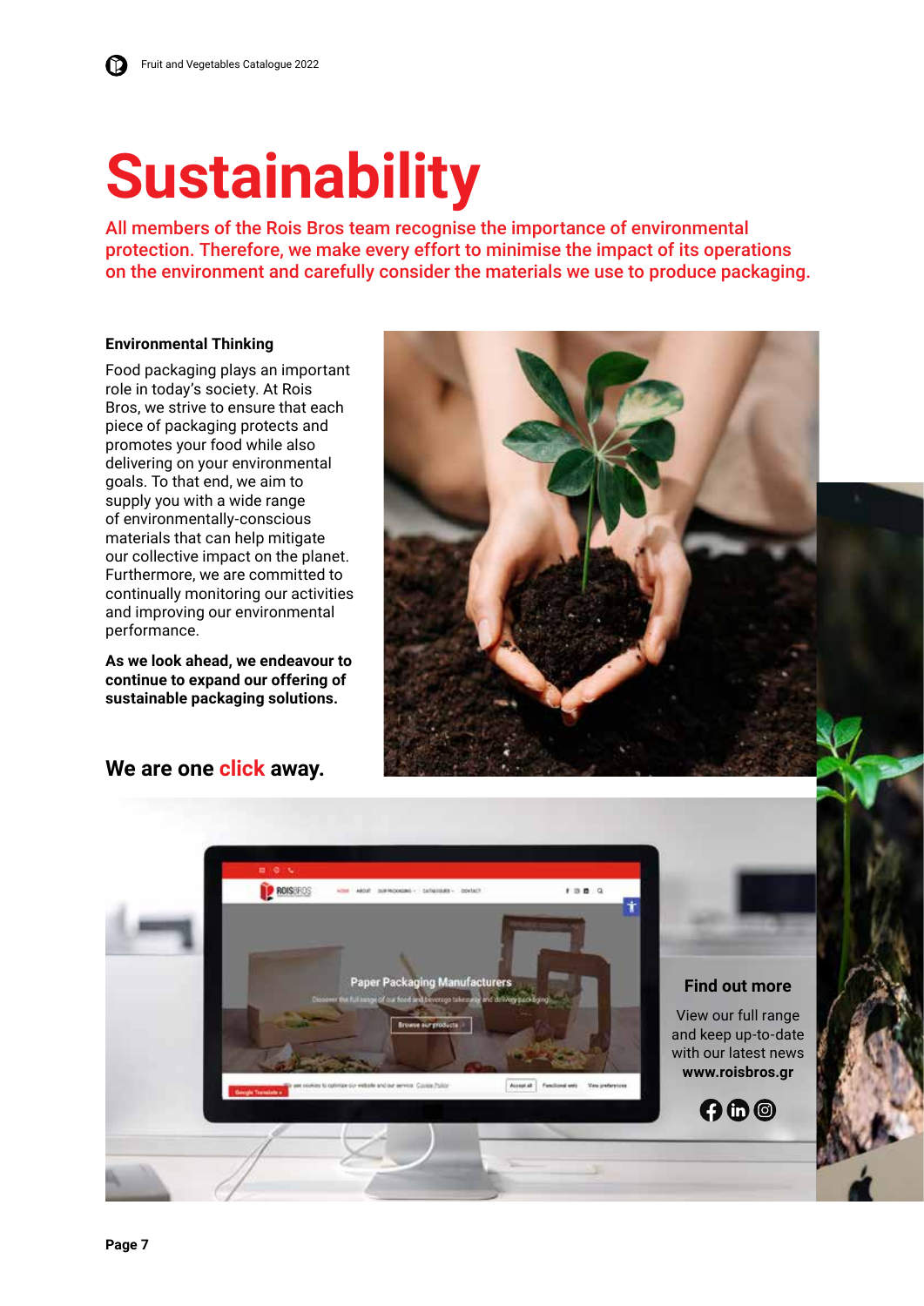# Sustainability

**All members of the Rois Bros team recognise the importance of environmental protection. Therefore, we make every effort to minimise the impact of its operations on the environment and carefully consider the materials we use to produce packaging.**

### Environmental Thinking

Food packaging plays an important role in today's society. At Rois Bros, we strive to ensure that each piece of packaging protects and promotes your food while also delivering on your environmental goals. To that end, we aim to supply you with a wide range of environmentally-conscious materials that can help mitigate our collective impact on the planet. Furthermore, we are committed to continually monitoring our activities and improving our environmental performance.

**As we look ahead, we endeavour to continue to expand our offering of sustainable packaging solutions.**

## We are one click away.

### Find out more

View our full range and keep up-to-date with our latest news
**www.roisbros.gr**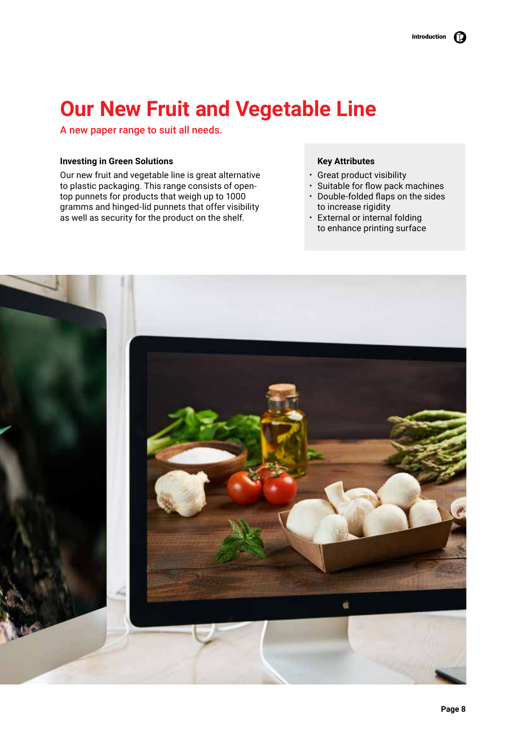# Our New Fruit and Vegetable Line

A new paper range to suit all needs.

### Investing in Green Solutions

Our new fruit and vegetable line is great alternative to plastic packaging. This range consists of open-top punnets for products that weigh up to 1000 gramms and hinged-lid punnets that offer visibility as well as security for the product on the shelf.

### Key Attributes

- Great product visibility
- Suitable for flow pack machines
- Double-folded flaps on the sides to increase rigidity
- External or internal folding to enhance printing surface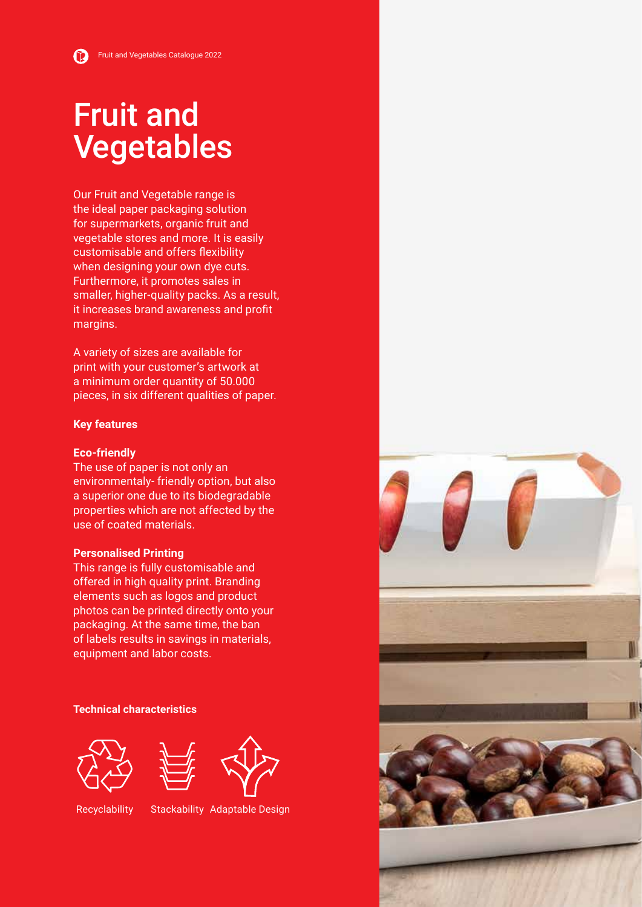# Fruit and Vegetables

Our Fruit and Vegetable range is the ideal paper packaging solution for supermarkets, organic fruit and vegetable stores and more. It is easily customisable and offers flexibility when designing your own dye cuts. Furthermore, it promotes sales in smaller, higher-quality packs. As a result, it increases brand awareness and profit margins.

A variety of sizes are available for print with your customer's artwork at a minimum order quantity of 50.000 pieces, in six different qualities of paper.

**Key features**

**Eco-friendly**
The use of paper is not only an environmentaly- friendly option, but also a superior one due to its biodegradable properties which are not affected by the use of coated materials.

**Personalised Printing**
This range is fully customisable and offered in high quality print. Branding elements such as logos and product photos can be printed directly onto your packaging. At the same time, the ban of labels results in savings in materials, equipment and labor costs.

**Technical characteristics**

Recyclability    Stackability    Adaptable Design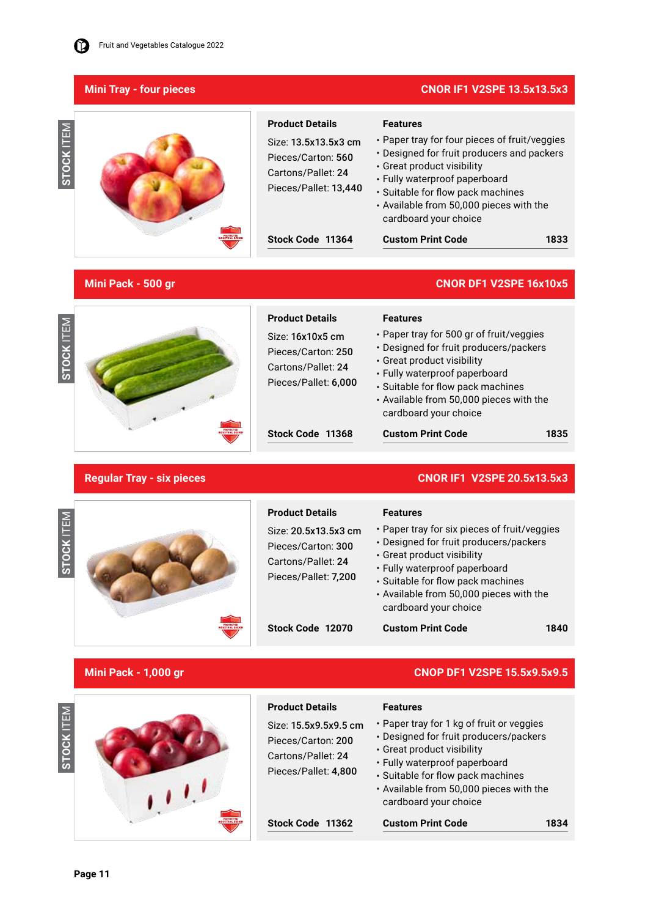## Mini Tray - four pieces

**CNOR IF1 V2SPE 13.5x13.5x3**

STOCK ITEM

**Product Details**

Size: **13.5x13.5x3 cm**
Pieces/Carton: **560**
Cartons/Pallet: **24**
Pieces/Pallet: **13,440**

**Features**

- Paper tray for four pieces of fruit/veggies
- Designed for fruit producers and packers
- Great product visibility
- Fully waterproof paperboard
- Suitable for flow pack machines
- Available from 50,000 pieces with the cardboard your choice

**Stock Code 11364**

**Custom Print Code 1833**

## Mini Pack - 500 gr

**CNOR DF1 V2SPE 16x10x5**

STOCK ITEM

**Product Details**

Size: **16x10x5 cm**
Pieces/Carton: **250**
Cartons/Pallet: **24**
Pieces/Pallet: **6,000**

**Features**

- Paper tray for 500 gr of fruit/veggies
- Designed for fruit producers/packers
- Great product visibility
- Fully waterproof paperboard
- Suitable for flow pack machines
- Available from 50,000 pieces with the cardboard your choice

**Stock Code 11368**

**Custom Print Code 1835**

## Regular Tray - six pieces

**CNOR IF1 V2SPE 20.5x13.5x3**

STOCK ITEM

**Product Details**

Size: **20.5x13.5x3 cm**
Pieces/Carton: **300**
Cartons/Pallet: **24**
Pieces/Pallet: **7,200**

**Features**

- Paper tray for six pieces of fruit/veggies
- Designed for fruit producers/packers
- Great product visibility
- Fully waterproof paperboard
- Suitable for flow pack machines
- Available from 50,000 pieces with the cardboard your choice

**Stock Code 12070**

**Custom Print Code 1840**

## Mini Pack - 1,000 gr

**CNOP DF1 V2SPE 15.5x9.5x9.5**

STOCK ITEM

**Product Details**

Size: **15.5x9.5x9.5 cm**
Pieces/Carton: **200**
Cartons/Pallet: **24**
Pieces/Pallet: **4,800**

**Features**

- Paper tray for 1 kg of fruit or veggies
- Designed for fruit producers/packers
- Great product visibility
- Fully waterproof paperboard
- Suitable for flow pack machines
- Available from 50,000 pieces with the cardboard your choice

**Stock Code 11362**

**Custom Print Code 1834**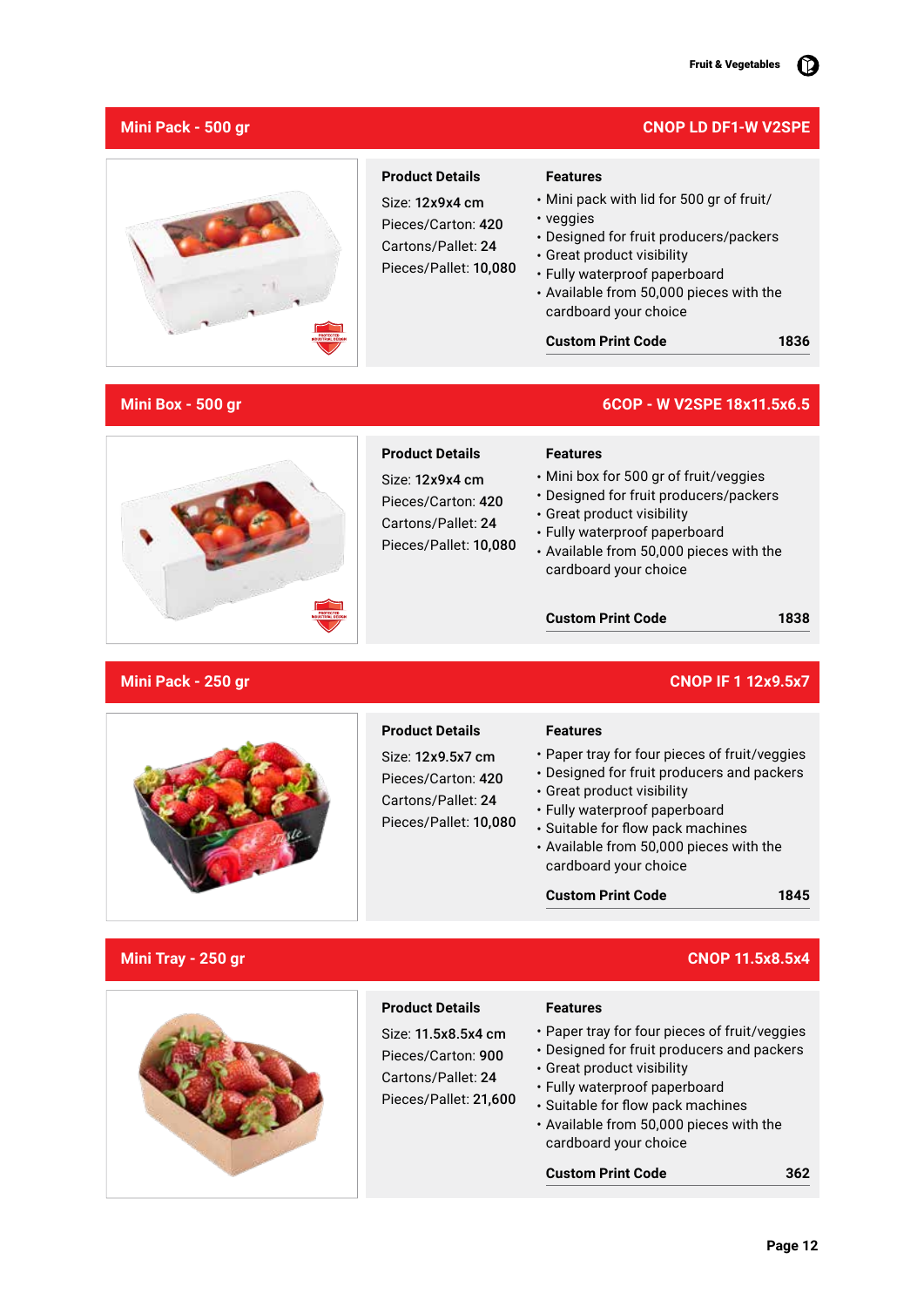## Mini Pack - 500 gr

**CNOP LD DF1-W V2SPE**

**Product Details**

Size: **12x9x4 cm**
Pieces/Carton: **420**
Cartons/Pallet: **24**
Pieces/Pallet: **10,080**

**Features**

- Mini pack with lid for 500 gr of fruit/
- veggies
- Designed for fruit producers/packers
- Great product visibility
- Fully waterproof paperboard
- Available from 50,000 pieces with the cardboard your choice

**Custom Print Code** 1836

## Mini Box - 500 gr

**6COP - W V2SPE 18x11.5x6.5**

**Product Details**

Size: **12x9x4 cm**
Pieces/Carton: **420**
Cartons/Pallet: **24**
Pieces/Pallet: **10,080**

**Features**

- Mini box for 500 gr of fruit/veggies
- Designed for fruit producers/packers
- Great product visibility
- Fully waterproof paperboard
- Available from 50,000 pieces with the cardboard your choice

**Custom Print Code** 1838

## Mini Pack - 250 gr

**CNOP IF 1 12x9.5x7**

**Product Details**

Size: **12x9.5x7 cm**
Pieces/Carton: **420**
Cartons/Pallet: **24**
Pieces/Pallet: **10,080**

**Features**

- Paper tray for four pieces of fruit/veggies
- Designed for fruit producers and packers
- Great product visibility
- Fully waterproof paperboard
- Suitable for flow pack machines
- Available from 50,000 pieces with the cardboard your choice

**Custom Print Code** 1845

## Mini Tray - 250 gr

**CNOP 11.5x8.5x4**

**Product Details**

Size: **11.5x8.5x4 cm**
Pieces/Carton: **900**
Cartons/Pallet: **24**
Pieces/Pallet: **21,600**

**Features**

- Paper tray for four pieces of fruit/veggies
- Designed for fruit producers and packers
- Great product visibility
- Fully waterproof paperboard
- Suitable for flow pack machines
- Available from 50,000 pieces with the cardboard your choice

**Custom Print Code** 362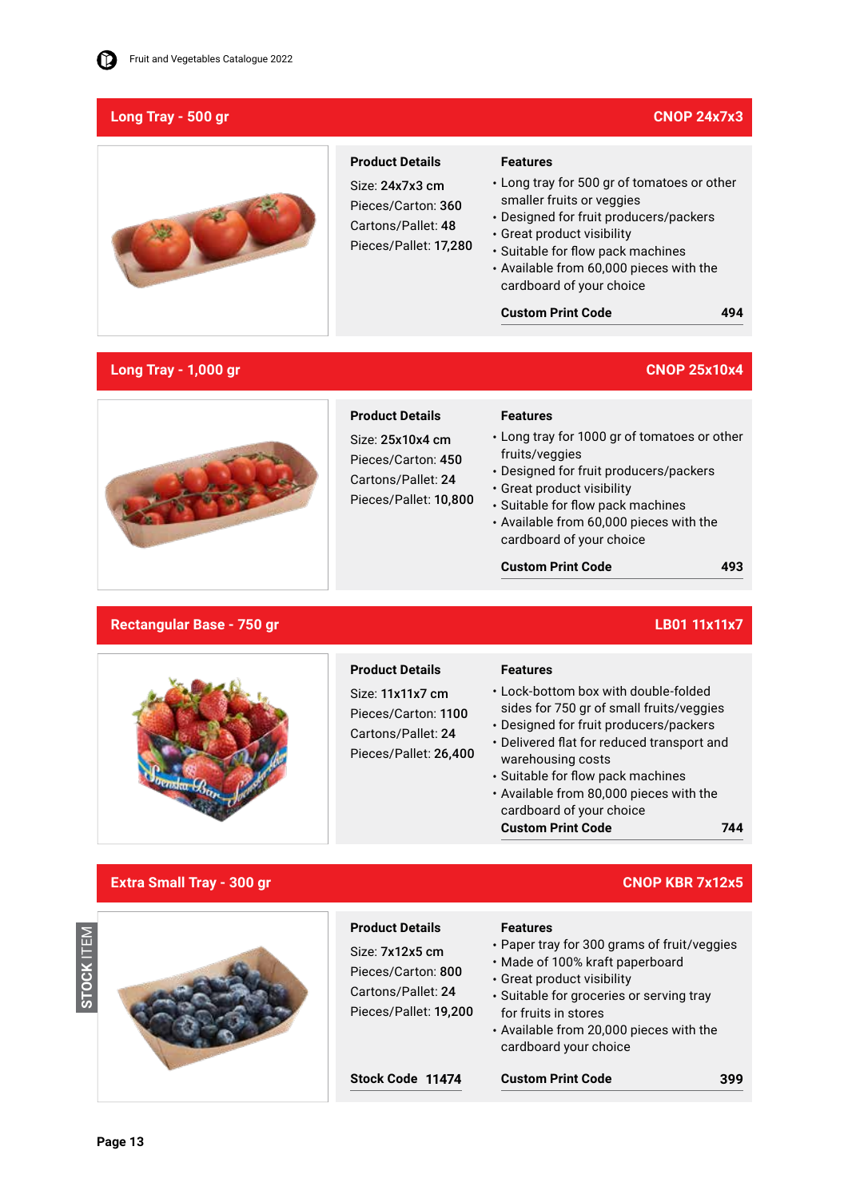## Long Tray - 500 gr

**CNOP 24x7x3**

**Product Details**

Size: **24x7x3 cm**
Pieces/Carton: **360**
Cartons/Pallet: **48**
Pieces/Pallet: **17,280**

**Features**

- Long tray for 500 gr of tomatoes or other smaller fruits or veggies
- Designed for fruit producers/packers
- Great product visibility
- Suitable for flow pack machines
- Available from 60,000 pieces with the cardboard of your choice

**Custom Print Code** **494**

## Long Tray - 1,000 gr

**CNOP 25x10x4**

**Product Details**

Size: **25x10x4 cm**
Pieces/Carton: **450**
Cartons/Pallet: **24**
Pieces/Pallet: **10,800**

**Features**

- Long tray for 1000 gr of tomatoes or other fruits/veggies
- Designed for fruit producers/packers
- Great product visibility
- Suitable for flow pack machines
- Available from 60,000 pieces with the cardboard of your choice

**Custom Print Code** **493**

## Rectangular Base - 750 gr

**LB01 11x11x7**

**Product Details**

Size: **11x11x7 cm**
Pieces/Carton: **1100**
Cartons/Pallet: **24**
Pieces/Pallet: **26,400**

**Features**

- Lock-bottom box with double-folded sides for 750 gr of small fruits/veggies
- Designed for fruit producers/packers
- Delivered flat for reduced transport and warehousing costs
- Suitable for flow pack machines
- Available from 80,000 pieces with the cardboard of your choice

**Custom Print Code** **744**

## Extra Small Tray - 300 gr

**CNOP KBR 7x12x5**

STOCK ITEM

**Product Details**

Size: **7x12x5 cm**
Pieces/Carton: **800**
Cartons/Pallet: **24**
Pieces/Pallet: **19,200**

**Stock Code** **11474**

**Features**

- Paper tray for 300 grams of fruit/veggies
- Made of 100% kraft paperboard
- Great product visibility
- Suitable for groceries or serving tray for fruits in stores
- Available from 20,000 pieces with the cardboard your choice

**Custom Print Code** **399**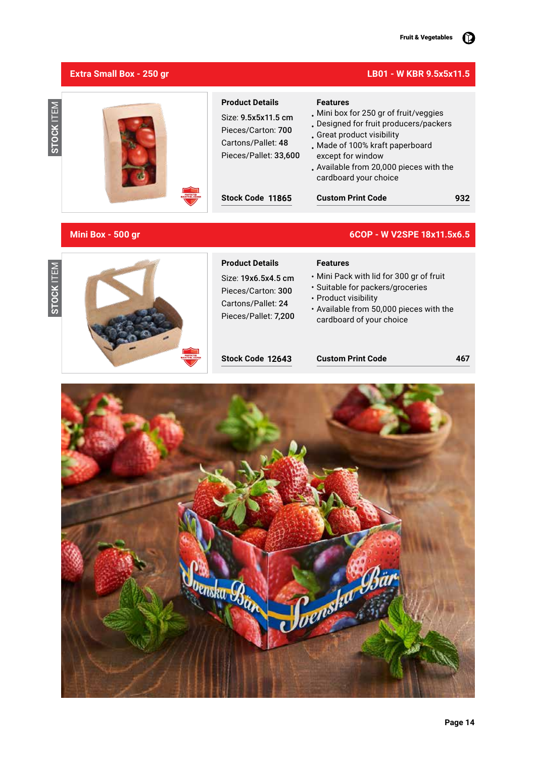## Extra Small Box - 250 gr

**LB01 - W KBR 9.5x5x11.5**

STOCK ITEM

**Product Details**

Size: **9.5x5x11.5 cm**
Pieces/Carton: **700**
Cartons/Pallet: **48**
Pieces/Pallet: **33,600**

**Features**

- Mini box for 250 gr of fruit/veggies
- Designed for fruit producers/packers
- Great product visibility
- Made of 100% kraft paperboard except for window
- Available from 20,000 pieces with the cardboard your choice

**Stock Code 11865**

**Custom Print Code 932**

## Mini Box - 500 gr

**6COP - W V2SPE 18x11.5x6.5**

STOCK ITEM

**Product Details**

Size: **19x6.5x4.5 cm**
Pieces/Carton: **300**
Cartons/Pallet: **24**
Pieces/Pallet: **7,200**

**Features**

- Mini Pack with lid for 300 gr of fruit
- Suitable for packers/groceries
- Product visibility
- Available from 50,000 pieces with the cardboard of your choice

**Stock Code 12643**

**Custom Print Code 467**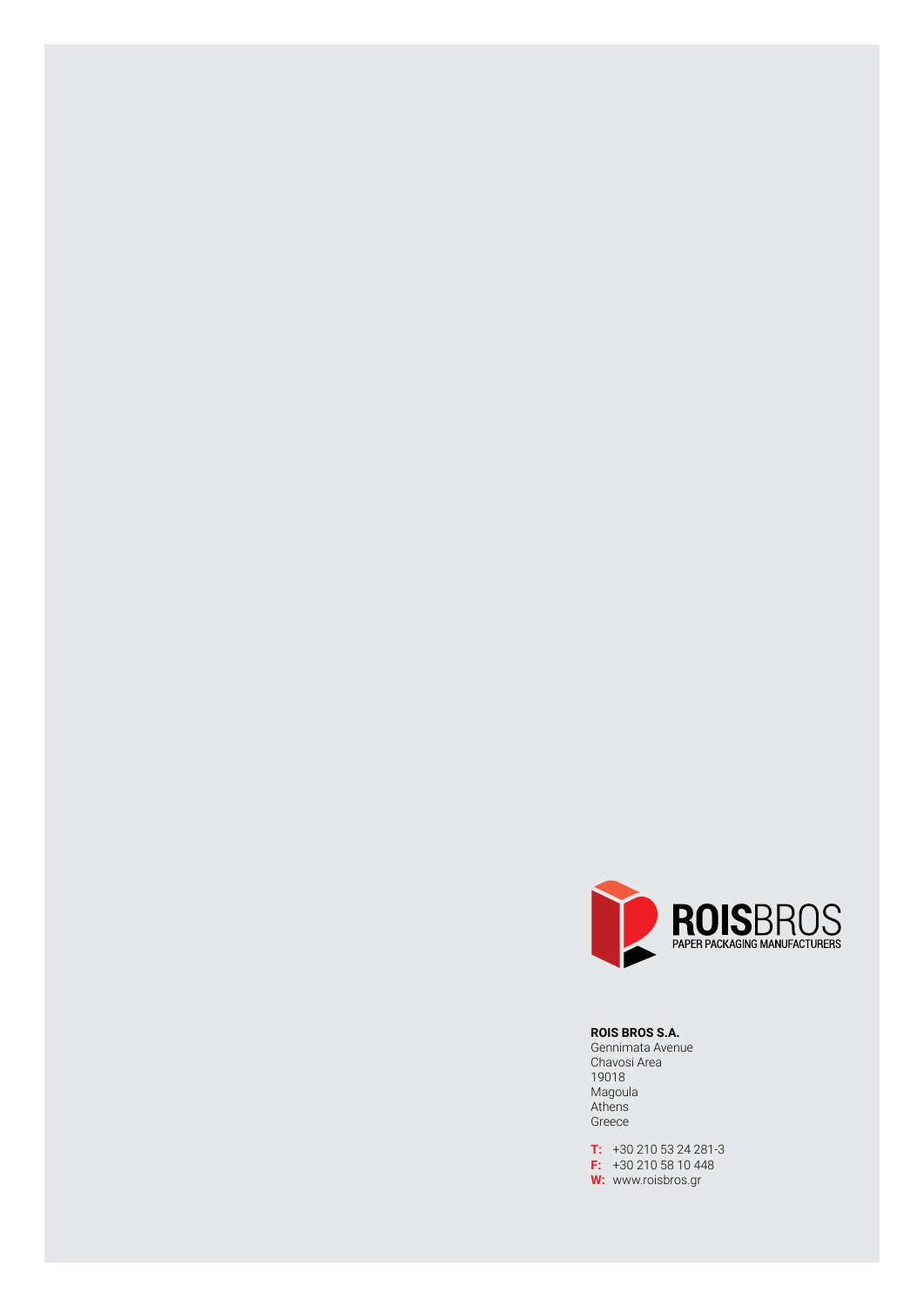**ROISBROS**
PAPER PACKAGING MANUFACTURERS

**ROIS BROS S.A.**
Gennimata Avenue
Chavosi Area
19018
Magoula
Athens
Greece

**T:** +30 210 53 24 281-3
**F:** +30 210 58 10 448
**W:** www.roisbros.gr